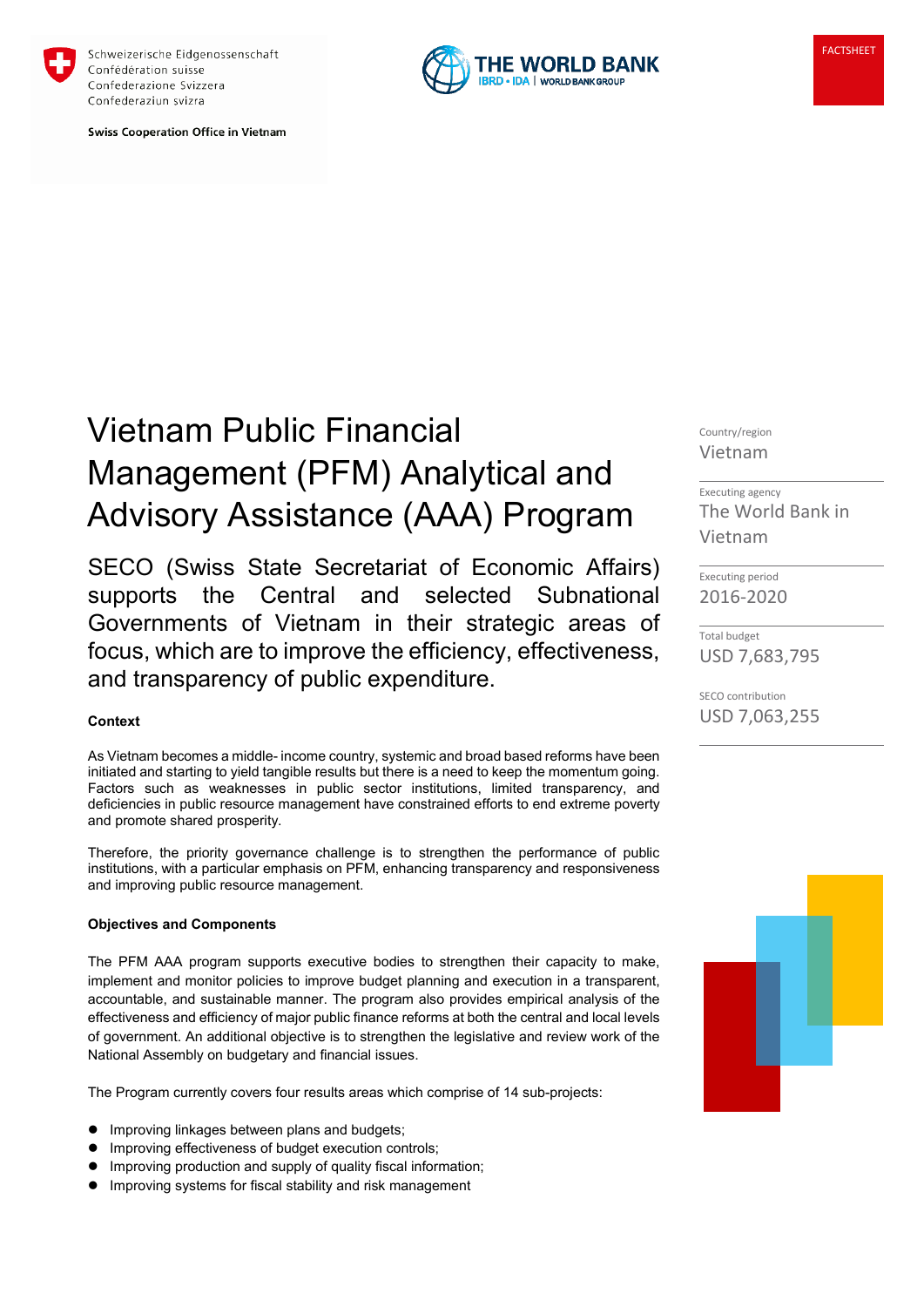Schweizerische Eidgenossenschaft
Confédération suisse
Confederazione Svizzera
Confederaziun svizra

Swiss Cooperation Office in Vietnam

THE WORLD BANK
IBRD • IDA | WORLD BANK GROUP

FACTSHEET

# Vietnam Public Financial Management (PFM) Analytical and Advisory Assistance (AAA) Program

SECO (Swiss State Secretariat of Economic Affairs) supports the Central and selected Subnational Governments of Vietnam in their strategic areas of focus, which are to improve the efficiency, effectiveness, and transparency of public expenditure.

Country/region
Vietnam

Executing agency
The World Bank in Vietnam

Executing period
2016-2020

Total budget
USD 7,683,795

SECO contribution
USD 7,063,255

**Context**

As Vietnam becomes a middle- income country, systemic and broad based reforms have been initiated and starting to yield tangible results but there is a need to keep the momentum going. Factors such as weaknesses in public sector institutions, limited transparency, and deficiencies in public resource management have constrained efforts to end extreme poverty and promote shared prosperity.

Therefore, the priority governance challenge is to strengthen the performance of public institutions, with a particular emphasis on PFM, enhancing transparency and responsiveness and improving public resource management.

**Objectives and Components**

The PFM AAA program supports executive bodies to strengthen their capacity to make, implement and monitor policies to improve budget planning and execution in a transparent, accountable, and sustainable manner. The program also provides empirical analysis of the effectiveness and efficiency of major public finance reforms at both the central and local levels of government. An additional objective is to strengthen the legislative and review work of the National Assembly on budgetary and financial issues.

The Program currently covers four results areas which comprise of 14 sub-projects:

- Improving linkages between plans and budgets;
- Improving effectiveness of budget execution controls;
- Improving production and supply of quality fiscal information;
- Improving systems for fiscal stability and risk management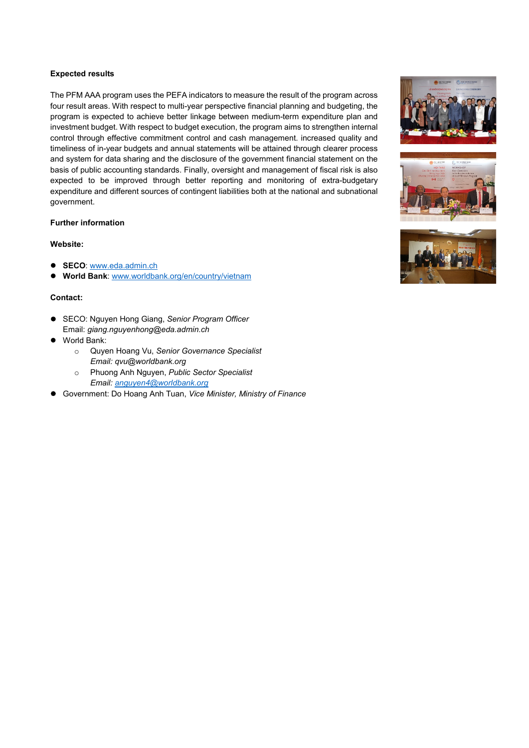**Expected results**

The PFM AAA program uses the PEFA indicators to measure the result of the program across four result areas. With respect to multi-year perspective financial planning and budgeting, the program is expected to achieve better linkage between medium-term expenditure plan and investment budget. With respect to budget execution, the program aims to strengthen internal control through effective commitment control and cash management. increased quality and timeliness of in-year budgets and annual statements will be attained through clearer process and system for data sharing and the disclosure of the government financial statement on the basis of public accounting standards. Finally, oversight and management of fiscal risk is also expected to be improved through better reporting and monitoring of extra-budgetary expenditure and different sources of contingent liabilities both at the national and subnational government.

**Further information**

**Website:**

- **SECO**: [www.eda.admin.ch](www.eda.admin.ch)
- **World Bank**: [www.worldbank.org/en/country/vietnam](www.worldbank.org/en/country/vietnam)

**Contact:**

- SECO: Nguyen Hong Giang, *Senior Program Officer*
  Email: *giang.nguyenhong@eda.admin.ch*
- World Bank:
  - Quyen Hoang Vu, *Senior Governance Specialist*
    *Email: qvu@worldbank.org*
  - Phuong Anh Nguyen, *Public Sector Specialist*
    *Email: [anguyen4@worldbank.org](mailto:anguyen4@worldbank.org)*
- Government: Do Hoang Anh Tuan, *Vice Minister, Ministry of Finance*